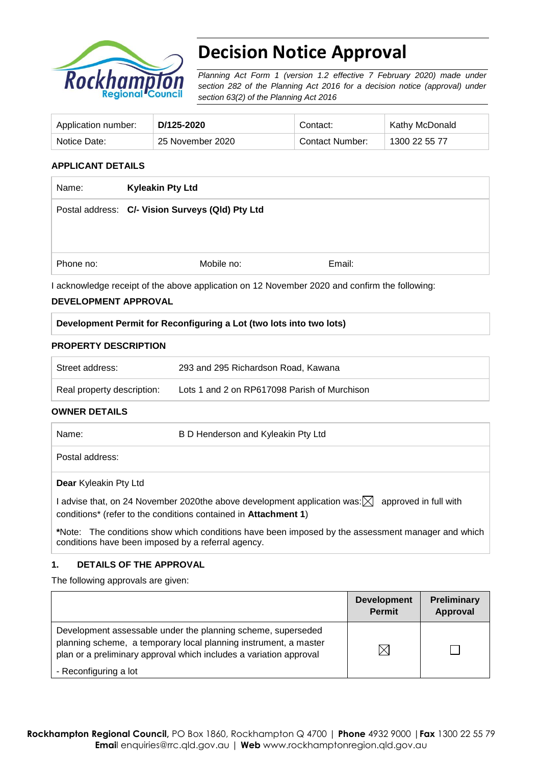# Decision Notice Approval

*Planning Act Form 1 (version 1.2 effective 7 February 2020) made under section 282 of the Planning Act 2016 for a decision notice (approval) under section 63(2) of the Planning Act 2016*

| Application number: | **D/125-2020** | Contact: | Kathy McDonald |
|---|---|---|---|
| Notice Date: | 25 November 2020 | Contact Number: | 1300 22 55 77 |

## APPLICANT DETAILS

| | | | |
|---|---|---|---|
| Name: | **Kyleakin Pty Ltd** | | |
| Postal address: | **C/- Vision Surveys (Qld) Pty Ltd** | | |
| Phone no: | Mobile no: | Email: | |

I acknowledge receipt of the above application on 12 November 2020 and confirm the following:

## DEVELOPMENT APPROVAL

| **Development Permit for Reconfiguring a Lot (two lots into two lots)** |
|---|

## PROPERTY DESCRIPTION

| | |
|---|---|
| Street address: | 293 and 295 Richardson Road, Kawana |
| Real property description: | Lots 1 and 2 on RP617098 Parish of Murchison |

## OWNER DETAILS

| | |
|---|---|
| Name: | B D Henderson and Kyleakin Pty Ltd |
| Postal address: | |

**Dear** Kyleakin Pty Ltd

I advise that, on 24 November 2020the above development application was: ☒ approved in full with conditions* (refer to the conditions contained in **Attachment 1**)

***Note:** The conditions show which conditions have been imposed by the assessment manager and which conditions have been imposed by a referral agency.

## 1. DETAILS OF THE APPROVAL

The following approvals are given:

| | **Development Permit** | **Preliminary Approval** |
|---|---|---|
| Development assessable under the planning scheme, superseded planning scheme, a temporary local planning instrument, a master plan or a preliminary approval which includes a variation approval<br>- Reconfiguring a lot | ☒ | ☐ |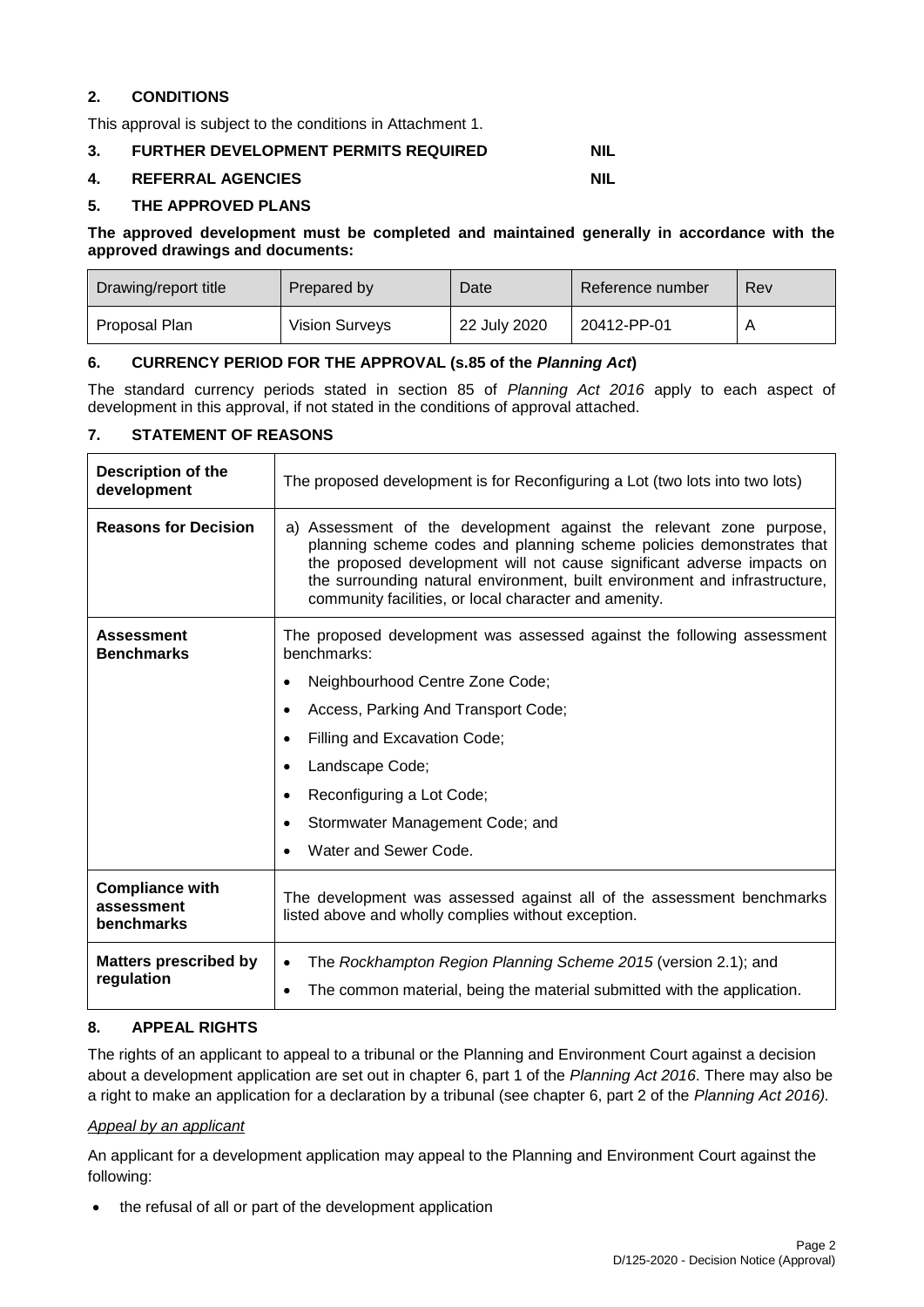## 2. CONDITIONS

This approval is subject to the conditions in Attachment 1.

## 3. FURTHER DEVELOPMENT PERMITS REQUIRED NIL

## 4. REFERRAL AGENCIES NIL

## 5. THE APPROVED PLANS

**The approved development must be completed and maintained generally in accordance with the approved drawings and documents:**

| Drawing/report title | Prepared by | Date | Reference number | Rev |
| --- | --- | --- | --- | --- |
| Proposal Plan | Vision Surveys | 22 July 2020 | 20412-PP-01 | A |

## 6. CURRENCY PERIOD FOR THE APPROVAL (s.85 of the *Planning Act*)

The standard currency periods stated in section 85 of *Planning Act 2016* apply to each aspect of development in this approval, if not stated in the conditions of approval attached.

## 7. STATEMENT OF REASONS

| | |
| --- | --- |
| **Description of the development** | The proposed development is for Reconfiguring a Lot (two lots into two lots) |
| **Reasons for Decision** | a) Assessment of the development against the relevant zone purpose, planning scheme codes and planning scheme policies demonstrates that the proposed development will not cause significant adverse impacts on the surrounding natural environment, built environment and infrastructure, community facilities, or local character and amenity. |
| **Assessment Benchmarks** | The proposed development was assessed against the following assessment benchmarks:<br>• Neighbourhood Centre Zone Code;<br>• Access, Parking And Transport Code;<br>• Filling and Excavation Code;<br>• Landscape Code;<br>• Reconfiguring a Lot Code;<br>• Stormwater Management Code; and<br>• Water and Sewer Code. |
| **Compliance with assessment benchmarks** | The development was assessed against all of the assessment benchmarks listed above and wholly complies without exception. |
| **Matters prescribed by regulation** | • The *Rockhampton Region Planning Scheme 2015* (version 2.1); and<br>• The common material, being the material submitted with the application. |

## 8. APPEAL RIGHTS

The rights of an applicant to appeal to a tribunal or the Planning and Environment Court against a decision about a development application are set out in chapter 6, part 1 of the *Planning Act 2016*. There may also be a right to make an application for a declaration by a tribunal (see chapter 6, part 2 of the *Planning Act 2016).*

*Appeal by an applicant*

An applicant for a development application may appeal to the Planning and Environment Court against the following:

- the refusal of all or part of the development application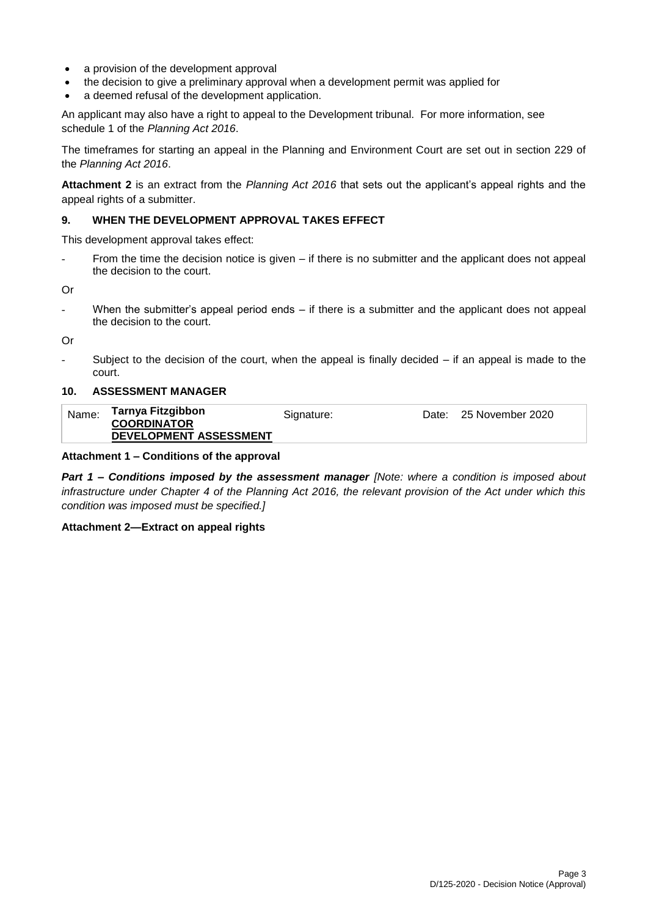- a provision of the development approval
- the decision to give a preliminary approval when a development permit was applied for
- a deemed refusal of the development application.

An applicant may also have a right to appeal to the Development tribunal. For more information, see schedule 1 of the *Planning Act 2016*.

The timeframes for starting an appeal in the Planning and Environment Court are set out in section 229 of the *Planning Act 2016*.

**Attachment 2** is an extract from the *Planning Act 2016* that sets out the applicant's appeal rights and the appeal rights of a submitter.

## 9. WHEN THE DEVELOPMENT APPROVAL TAKES EFFECT

This development approval takes effect:

- From the time the decision notice is given – if there is no submitter and the applicant does not appeal the decision to the court.

Or

- When the submitter's appeal period ends – if there is a submitter and the applicant does not appeal the decision to the court.

Or

- Subject to the decision of the court, when the appeal is finally decided – if an appeal is made to the court.

## 10. ASSESSMENT MANAGER

| Name: | **Tarnya Fitzgibbon**<br>**COORDINATOR**<br>**DEVELOPMENT ASSESSMENT** | Signature: | | Date: | 25 November 2020 |
|---|---|---|---|---|---|

**Attachment 1 – Conditions of the approval**

***Part 1 – Conditions imposed by the assessment manager*** *[Note: where a condition is imposed about infrastructure under Chapter 4 of the Planning Act 2016, the relevant provision of the Act under which this condition was imposed must be specified.]*

**Attachment 2—Extract on appeal rights**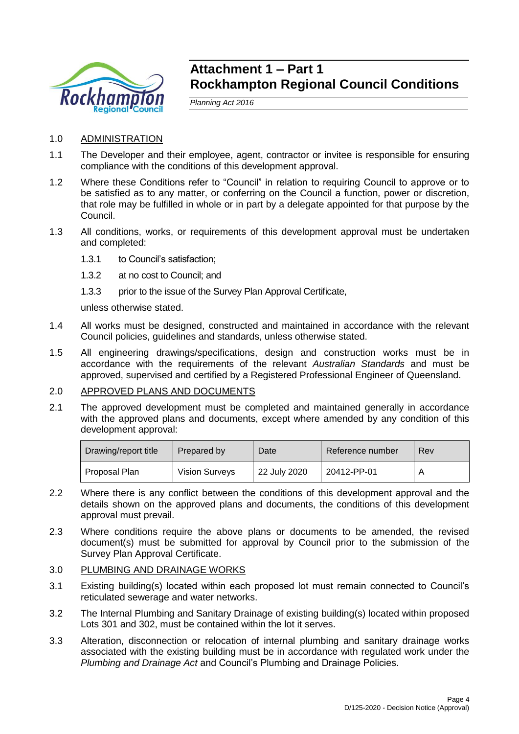# Attachment 1 – Part 1
# Rockhampton Regional Council Conditions

*Planning Act 2016*

1.0 ADMINISTRATION

1.1 The Developer and their employee, agent, contractor or invitee is responsible for ensuring compliance with the conditions of this development approval.

1.2 Where these Conditions refer to "Council" in relation to requiring Council to approve or to be satisfied as to any matter, or conferring on the Council a function, power or discretion, that role may be fulfilled in whole or in part by a delegate appointed for that purpose by the Council.

1.3 All conditions, works, or requirements of this development approval must be undertaken and completed:

1.3.1 to Council's satisfaction;

1.3.2 at no cost to Council; and

1.3.3 prior to the issue of the Survey Plan Approval Certificate,

unless otherwise stated.

1.4 All works must be designed, constructed and maintained in accordance with the relevant Council policies, guidelines and standards, unless otherwise stated.

1.5 All engineering drawings/specifications, design and construction works must be in accordance with the requirements of the relevant *Australian Standards* and must be approved, supervised and certified by a Registered Professional Engineer of Queensland.

2.0 APPROVED PLANS AND DOCUMENTS

2.1 The approved development must be completed and maintained generally in accordance with the approved plans and documents, except where amended by any condition of this development approval:

| Drawing/report title | Prepared by | Date | Reference number | Rev |
| --- | --- | --- | --- | --- |
| Proposal Plan | Vision Surveys | 22 July 2020 | 20412-PP-01 | A |

2.2 Where there is any conflict between the conditions of this development approval and the details shown on the approved plans and documents, the conditions of this development approval must prevail.

2.3 Where conditions require the above plans or documents to be amended, the revised document(s) must be submitted for approval by Council prior to the submission of the Survey Plan Approval Certificate.

3.0 PLUMBING AND DRAINAGE WORKS

3.1 Existing building(s) located within each proposed lot must remain connected to Council's reticulated sewerage and water networks.

3.2 The Internal Plumbing and Sanitary Drainage of existing building(s) located within proposed Lots 301 and 302, must be contained within the lot it serves.

3.3 Alteration, disconnection or relocation of internal plumbing and sanitary drainage works associated with the existing building must be in accordance with regulated work under the *Plumbing and Drainage Act* and Council's Plumbing and Drainage Policies.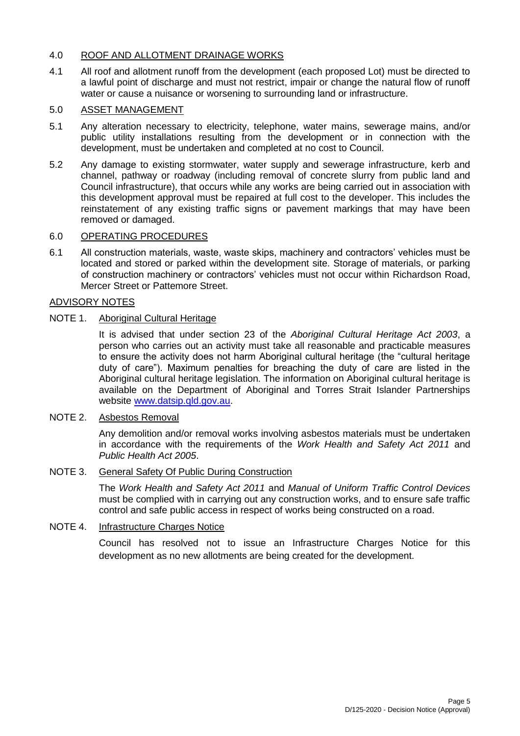4.0 ROOF AND ALLOTMENT DRAINAGE WORKS

4.1 All roof and allotment runoff from the development (each proposed Lot) must be directed to a lawful point of discharge and must not restrict, impair or change the natural flow of runoff water or cause a nuisance or worsening to surrounding land or infrastructure.

5.0 ASSET MANAGEMENT

5.1 Any alteration necessary to electricity, telephone, water mains, sewerage mains, and/or public utility installations resulting from the development or in connection with the development, must be undertaken and completed at no cost to Council.

5.2 Any damage to existing stormwater, water supply and sewerage infrastructure, kerb and channel, pathway or roadway (including removal of concrete slurry from public land and Council infrastructure), that occurs while any works are being carried out in association with this development approval must be repaired at full cost to the developer. This includes the reinstatement of any existing traffic signs or pavement markings that may have been removed or damaged.

6.0 OPERATING PROCEDURES

6.1 All construction materials, waste, waste skips, machinery and contractors' vehicles must be located and stored or parked within the development site. Storage of materials, or parking of construction machinery or contractors' vehicles must not occur within Richardson Road, Mercer Street or Pattemore Street.

ADVISORY NOTES

NOTE 1. Aboriginal Cultural Heritage

It is advised that under section 23 of the *Aboriginal Cultural Heritage Act 2003*, a person who carries out an activity must take all reasonable and practicable measures to ensure the activity does not harm Aboriginal cultural heritage (the "cultural heritage duty of care"). Maximum penalties for breaching the duty of care are listed in the Aboriginal cultural heritage legislation. The information on Aboriginal cultural heritage is available on the Department of Aboriginal and Torres Strait Islander Partnerships website www.datsip.qld.gov.au.

NOTE 2. Asbestos Removal

Any demolition and/or removal works involving asbestos materials must be undertaken in accordance with the requirements of the *Work Health and Safety Act 2011* and *Public Health Act 2005*.

NOTE 3. General Safety Of Public During Construction

The *Work Health and Safety Act 2011* and *Manual of Uniform Traffic Control Devices* must be complied with in carrying out any construction works, and to ensure safe traffic control and safe public access in respect of works being constructed on a road.

NOTE 4. Infrastructure Charges Notice

Council has resolved not to issue an Infrastructure Charges Notice for this development as no new allotments are being created for the development.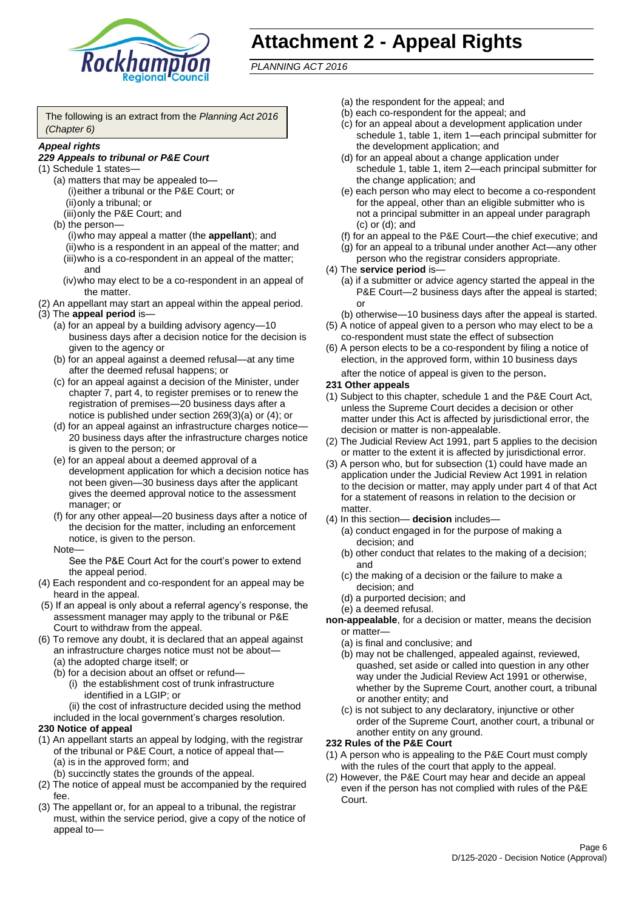# Attachment 2 - Appeal Rights

*PLANNING ACT 2016*

The following is an extract from the *Planning Act 2016 (Chapter 6)*

***Appeal rights***

***229 Appeals to tribunal or P&E Court***

(1) Schedule 1 states—

- (a) matters that may be appealed to—
  - (i) either a tribunal or the P&E Court; or
  - (ii) only a tribunal; or
  - (iii) only the P&E Court; and
- (b) the person—
  - (i) who may appeal a matter (the **appellant**); and
  - (ii) who is a respondent in an appeal of the matter; and
  - (iii) who is a co-respondent in an appeal of the matter; and
  - (iv) who may elect to be a co-respondent in an appeal of the matter.

(2) An appellant may start an appeal within the appeal period.

(3) The **appeal period** is—

- (a) for an appeal by a building advisory agency—10 business days after a decision notice for the decision is given to the agency or
- (b) for an appeal against a deemed refusal—at any time after the deemed refusal happens; or
- (c) for an appeal against a decision of the Minister, under chapter 7, part 4, to register premises or to renew the registration of premises—20 business days after a notice is published under section 269(3)(a) or (4); or
- (d) for an appeal against an infrastructure charges notice—20 business days after the infrastructure charges notice is given to the person; or
- (e) for an appeal about a deemed approval of a development application for which a decision notice has not been given—30 business days after the applicant gives the deemed approval notice to the assessment manager; or
- (f) for any other appeal—20 business days after a notice of the decision for the matter, including an enforcement notice, is given to the person.

Note—

See the P&E Court Act for the court's power to extend the appeal period.

(4) Each respondent and co-respondent for an appeal may be heard in the appeal.

(5) If an appeal is only about a referral agency's response, the assessment manager may apply to the tribunal or P&E Court to withdraw from the appeal.

(6) To remove any doubt, it is declared that an appeal against an infrastructure charges notice must not be about—

- (a) the adopted charge itself; or
- (b) for a decision about an offset or refund—
  - (i) the establishment cost of trunk infrastructure identified in a LGIP; or
  - (ii) the cost of infrastructure decided using the method included in the local government's charges resolution.

**230 Notice of appeal**

(1) An appellant starts an appeal by lodging, with the registrar of the tribunal or P&E Court, a notice of appeal that—

- (a) is in the approved form; and
- (b) succinctly states the grounds of the appeal.

(2) The notice of appeal must be accompanied by the required fee.

(3) The appellant or, for an appeal to a tribunal, the registrar must, within the service period, give a copy of the notice of appeal to—

- (a) the respondent for the appeal; and
- (b) each co-respondent for the appeal; and
- (c) for an appeal about a development application under schedule 1, table 1, item 1—each principal submitter for the development application; and
- (d) for an appeal about a change application under schedule 1, table 1, item 2—each principal submitter for the change application; and
- (e) each person who may elect to become a co-respondent for the appeal, other than an eligible submitter who is not a principal submitter in an appeal under paragraph (c) or (d); and
- (f) for an appeal to the P&E Court—the chief executive; and
- (g) for an appeal to a tribunal under another Act—any other person who the registrar considers appropriate.

(4) The **service period** is—

- (a) if a submitter or advice agency started the appeal in the P&E Court—2 business days after the appeal is started; or
- (b) otherwise—10 business days after the appeal is started.

(5) A notice of appeal given to a person who may elect to be a co-respondent must state the effect of subsection

(6) A person elects to be a co-respondent by filing a notice of election, in the approved form, within 10 business days after the notice of appeal is given to the person**.**

**231 Other appeals**

(1) Subject to this chapter, schedule 1 and the P&E Court Act, unless the Supreme Court decides a decision or other matter under this Act is affected by jurisdictional error, the decision or matter is non-appealable.

(2) The Judicial Review Act 1991, part 5 applies to the decision or matter to the extent it is affected by jurisdictional error.

(3) A person who, but for subsection (1) could have made an application under the Judicial Review Act 1991 in relation to the decision or matter, may apply under part 4 of that Act for a statement of reasons in relation to the decision or matter.

(4) In this section— **decision** includes—

- (a) conduct engaged in for the purpose of making a decision; and
- (b) other conduct that relates to the making of a decision; and
- (c) the making of a decision or the failure to make a decision; and
- (d) a purported decision; and
- (e) a deemed refusal.

**non-appealable**, for a decision or matter, means the decision or matter—

- (a) is final and conclusive; and
- (b) may not be challenged, appealed against, reviewed, quashed, set aside or called into question in any other way under the Judicial Review Act 1991 or otherwise, whether by the Supreme Court, another court, a tribunal or another entity; and
- (c) is not subject to any declaratory, injunctive or other order of the Supreme Court, another court, a tribunal or another entity on any ground.

**232 Rules of the P&E Court**

(1) A person who is appealing to the P&E Court must comply with the rules of the court that apply to the appeal.

(2) However, the P&E Court may hear and decide an appeal even if the person has not complied with rules of the P&E Court.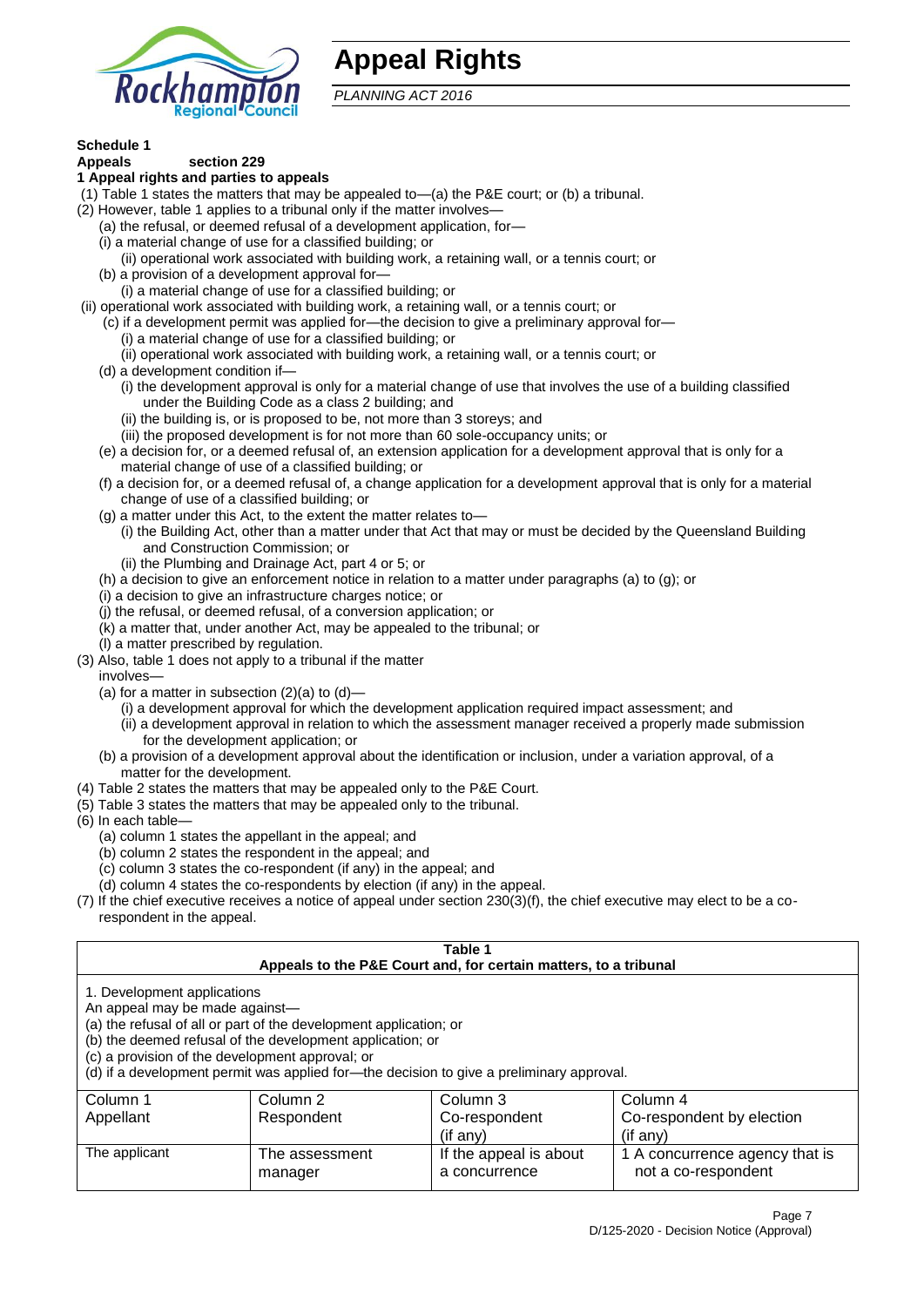# Appeal Rights

*PLANNING ACT 2016*

**Schedule 1**

**Appeals section 229**

**1 Appeal rights and parties to appeals**

(1) Table 1 states the matters that may be appealed to—(a) the P&E court; or (b) a tribunal.

(2) However, table 1 applies to a tribunal only if the matter involves—

(a) the refusal, or deemed refusal of a development application, for—

(i) a material change of use for a classified building; or

(ii) operational work associated with building work, a retaining wall, or a tennis court; or

(b) a provision of a development approval for—

(i) a material change of use for a classified building; or

(ii) operational work associated with building work, a retaining wall, or a tennis court; or

(c) if a development permit was applied for—the decision to give a preliminary approval for—

(i) a material change of use for a classified building; or

(ii) operational work associated with building work, a retaining wall, or a tennis court; or

(d) a development condition if—

(i) the development approval is only for a material change of use that involves the use of a building classified under the Building Code as a class 2 building; and

(ii) the building is, or is proposed to be, not more than 3 storeys; and

(iii) the proposed development is for not more than 60 sole-occupancy units; or

(e) a decision for, or a deemed refusal of, an extension application for a development approval that is only for a material change of use of a classified building; or

(f) a decision for, or a deemed refusal of, a change application for a development approval that is only for a material change of use of a classified building; or

(g) a matter under this Act, to the extent the matter relates to—

(i) the Building Act, other than a matter under that Act that may or must be decided by the Queensland Building and Construction Commission; or

(ii) the Plumbing and Drainage Act, part 4 or 5; or

(h) a decision to give an enforcement notice in relation to a matter under paragraphs (a) to (g); or

(i) a decision to give an infrastructure charges notice; or

(j) the refusal, or deemed refusal, of a conversion application; or

(k) a matter that, under another Act, may be appealed to the tribunal; or

(l) a matter prescribed by regulation.

(3) Also, table 1 does not apply to a tribunal if the matter involves—

(a) for a matter in subsection (2)(a) to (d)—

(i) a development approval for which the development application required impact assessment; and

(ii) a development approval in relation to which the assessment manager received a properly made submission for the development application; or

(b) a provision of a development approval about the identification or inclusion, under a variation approval, of a matter for the development.

(4) Table 2 states the matters that may be appealed only to the P&E Court.

(5) Table 3 states the matters that may be appealed only to the tribunal.

(6) In each table—

(a) column 1 states the appellant in the appeal; and

(b) column 2 states the respondent in the appeal; and

(c) column 3 states the co-respondent (if any) in the appeal; and

(d) column 4 states the co-respondents by election (if any) in the appeal.

(7) If the chief executive receives a notice of appeal under section 230(3)(f), the chief executive may elect to be a co-respondent in the appeal.

**Table 1**
**Appeals to the P&E Court and, for certain matters, to a tribunal**

1. Development applications

An appeal may be made against—

(a) the refusal of all or part of the development application; or

(b) the deemed refusal of the development application; or

(c) a provision of the development approval; or

(d) if a development permit was applied for—the decision to give a preliminary approval.

| Column 1<br>Appellant | Column 2<br>Respondent | Column 3<br>Co-respondent<br>(if any) | Column 4<br>Co-respondent by election<br>(if any) |
|---|---|---|---|
| The applicant | The assessment manager | If the appeal is about a concurrence | 1 A concurrence agency that is not a co-respondent |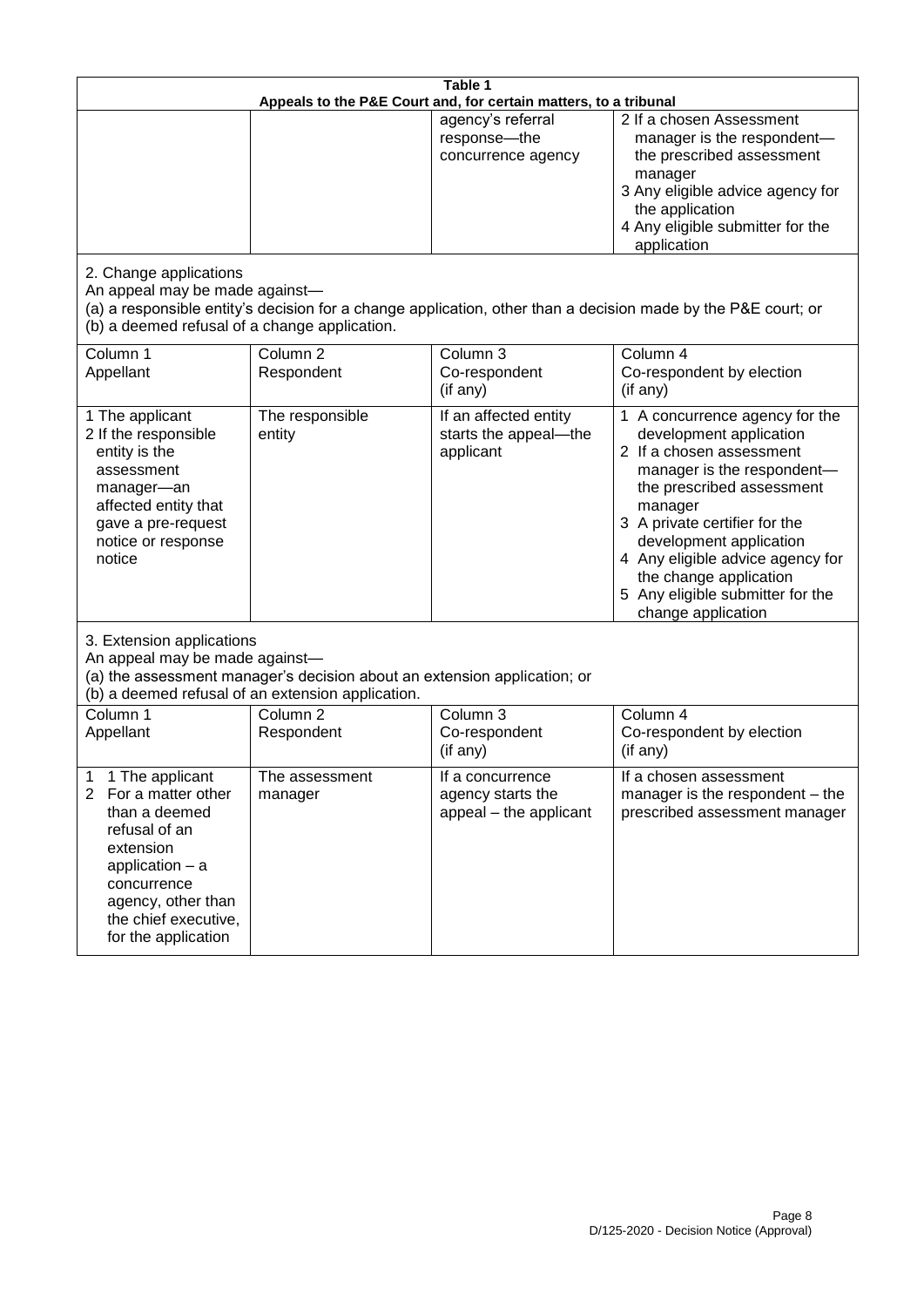| Table 1 | | | |
|---|---|---|---|
| Appeals to the P&E Court and, for certain matters, to a tribunal | | | |
| | | agency's referral response—the concurrence agency | 2 If a chosen Assessment manager is the respondent—the prescribed assessment manager<br>3 Any eligible advice agency for the application<br>4 Any eligible submitter for the application |
| 2. Change applications<br>An appeal may be made against—<br>(a) a responsible entity's decision for a change application, other than a decision made by the P&E court; or<br>(b) a deemed refusal of a change application. | | | |
| Column 1<br>Appellant | Column 2<br>Respondent | Column 3<br>Co-respondent<br>(if any) | Column 4<br>Co-respondent by election<br>(if any) |
| 1 The applicant<br>2 If the responsible entity is the assessment manager—an affected entity that gave a pre-request notice or response notice | The responsible entity | If an affected entity starts the appeal—the applicant | 1 A concurrence agency for the development application<br>2 If a chosen assessment manager is the respondent—the prescribed assessment manager<br>3 A private certifier for the development application<br>4 Any eligible advice agency for the change application<br>5 Any eligible submitter for the change application |
| 3. Extension applications<br>An appeal may be made against—<br>(a) the assessment manager's decision about an extension application; or<br>(b) a deemed refusal of an extension application. | | | |
| Column 1<br>Appellant | Column 2<br>Respondent | Column 3<br>Co-respondent<br>(if any) | Column 4<br>Co-respondent by election<br>(if any) |
| 1 1 The applicant<br>2 For a matter other than a deemed refusal of an extension application – a concurrence agency, other than the chief executive, for the application | The assessment manager | If a concurrence agency starts the appeal – the applicant | If a chosen assessment manager is the respondent – the prescribed assessment manager |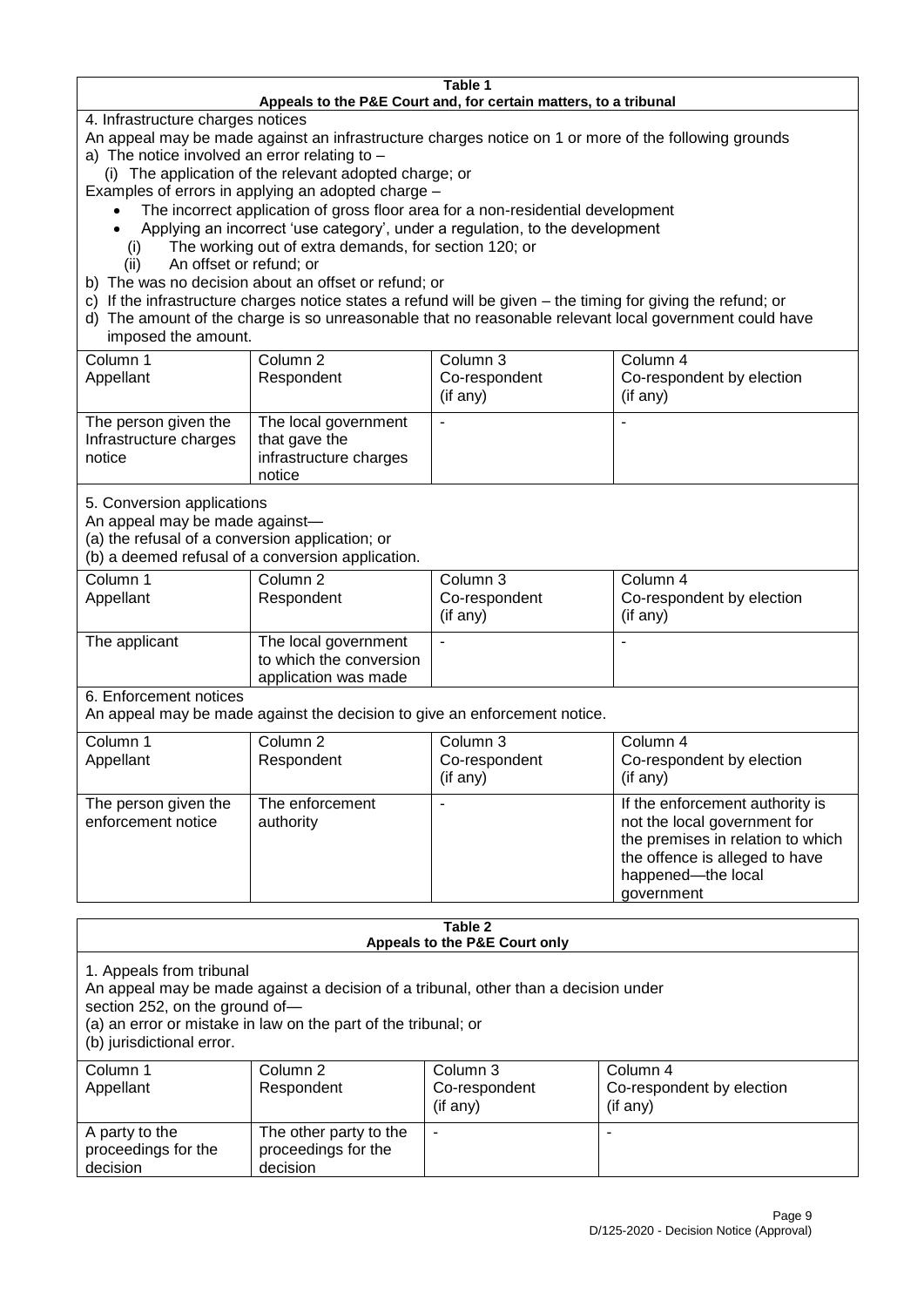**Table 1**
**Appeals to the P&E Court and, for certain matters, to a tribunal**

4. Infrastructure charges notices

An appeal may be made against an infrastructure charges notice on 1 or more of the following grounds

a) The notice involved an error relating to –

(i) The application of the relevant adopted charge; or

Examples of errors in applying an adopted charge –

- The incorrect application of gross floor area for a non-residential development
- Applying an incorrect 'use category', under a regulation, to the development

(i) The working out of extra demands, for section 120; or

(ii) An offset or refund; or

b) The was no decision about an offset or refund; or

c) If the infrastructure charges notice states a refund will be given – the timing for giving the refund; or

d) The amount of the charge is so unreasonable that no reasonable relevant local government could have imposed the amount.

| Column 1<br>Appellant | Column 2<br>Respondent | Column 3<br>Co-respondent<br>(if any) | Column 4<br>Co-respondent by election<br>(if any) |
|---|---|---|---|
| The person given the Infrastructure charges notice | The local government that gave the infrastructure charges notice | - | - |

5. Conversion applications

An appeal may be made against—

(a) the refusal of a conversion application; or

(b) a deemed refusal of a conversion application.

| Column 1<br>Appellant | Column 2<br>Respondent | Column 3<br>Co-respondent<br>(if any) | Column 4<br>Co-respondent by election<br>(if any) |
|---|---|---|---|
| The applicant | The local government to which the conversion application was made | - | - |

6. Enforcement notices

An appeal may be made against the decision to give an enforcement notice.

| Column 1<br>Appellant | Column 2<br>Respondent | Column 3<br>Co-respondent<br>(if any) | Column 4<br>Co-respondent by election<br>(if any) |
|---|---|---|---|
| The person given the enforcement notice | The enforcement authority | - | If the enforcement authority is not the local government for the premises in relation to which the offence is alleged to have happened—the local government |

**Table 2**
**Appeals to the P&E Court only**

1. Appeals from tribunal

An appeal may be made against a decision of a tribunal, other than a decision under section 252, on the ground of—

(a) an error or mistake in law on the part of the tribunal; or

(b) jurisdictional error.

| Column 1<br>Appellant | Column 2<br>Respondent | Column 3<br>Co-respondent<br>(if any) | Column 4<br>Co-respondent by election<br>(if any) |
|---|---|---|---|
| A party to the proceedings for the decision | The other party to the proceedings for the decision | - | - |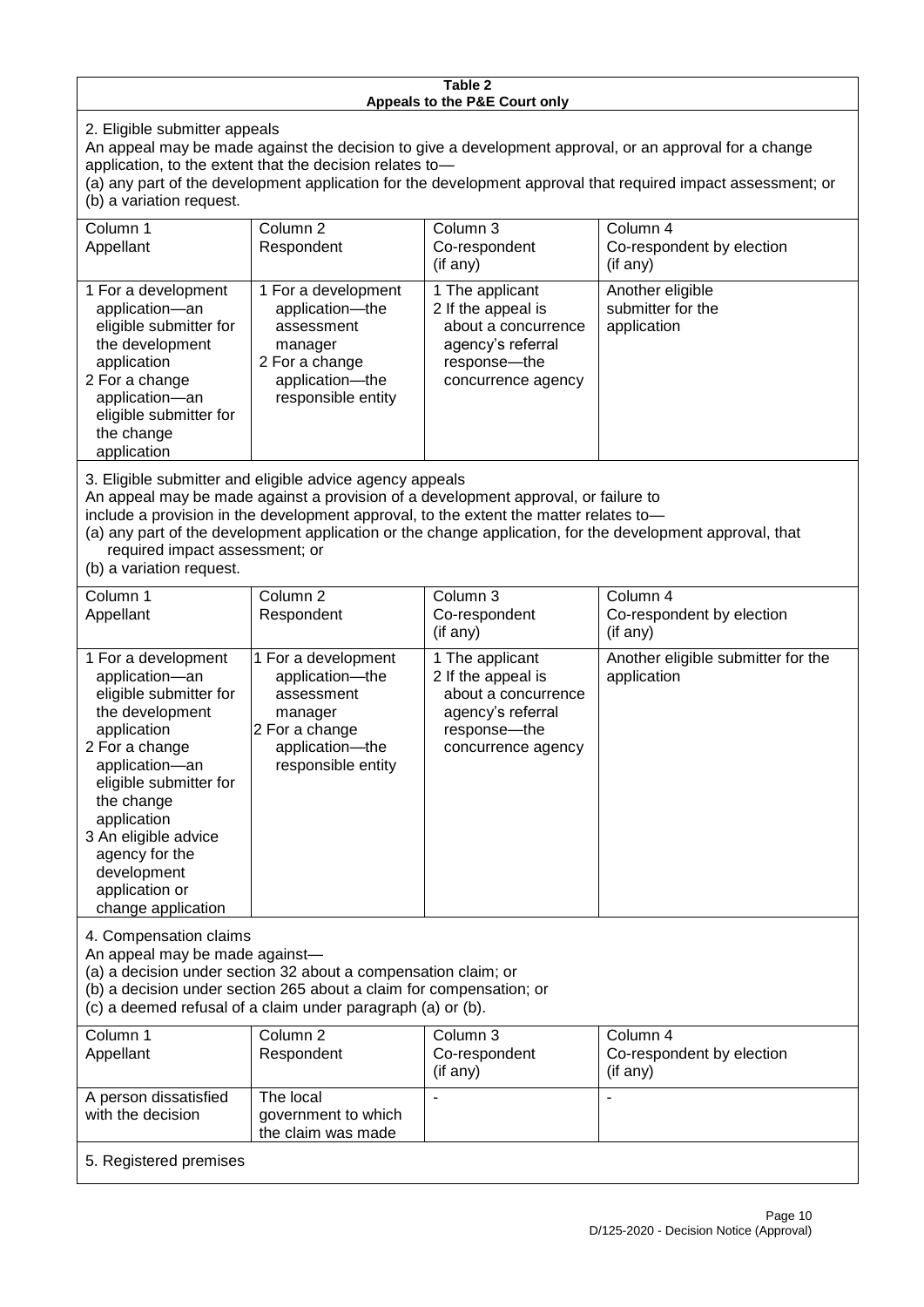**Table 2**
**Appeals to the P&E Court only**

2. Eligible submitter appeals

An appeal may be made against the decision to give a development approval, or an approval for a change application, to the extent that the decision relates to—

(a) any part of the development application for the development approval that required impact assessment; or

(b) a variation request.

| Column 1<br>Appellant | Column 2<br>Respondent | Column 3<br>Co-respondent<br>(if any) | Column 4<br>Co-respondent by election<br>(if any) |
|---|---|---|---|
| 1 For a development application—an eligible submitter for the development application<br>2 For a change application—an eligible submitter for the change application | 1 For a development application—the assessment manager<br>2 For a change application—the responsible entity | 1 The applicant<br>2 If the appeal is about a concurrence agency's referral response—the concurrence agency | Another eligible submitter for the application |

3. Eligible submitter and eligible advice agency appeals

An appeal may be made against a provision of a development approval, or failure to include a provision in the development approval, to the extent the matter relates to—

(a) any part of the development application or the change application, for the development approval, that required impact assessment; or

(b) a variation request.

| Column 1<br>Appellant | Column 2<br>Respondent | Column 3<br>Co-respondent<br>(if any) | Column 4<br>Co-respondent by election<br>(if any) |
|---|---|---|---|
| 1 For a development application—an eligible submitter for the development application<br>2 For a change application—an eligible submitter for the change application<br>3 An eligible advice agency for the development application or change application | 1 For a development application—the assessment manager<br>2 For a change application—the responsible entity | 1 The applicant<br>2 If the appeal is about a concurrence agency's referral response—the concurrence agency | Another eligible submitter for the application |

4. Compensation claims

An appeal may be made against—

(a) a decision under section 32 about a compensation claim; or

(b) a decision under section 265 about a claim for compensation; or

(c) a deemed refusal of a claim under paragraph (a) or (b).

| Column 1<br>Appellant | Column 2<br>Respondent | Column 3<br>Co-respondent<br>(if any) | Column 4<br>Co-respondent by election<br>(if any) |
|---|---|---|---|
| A person dissatisfied with the decision | The local government to which the claim was made | - | - |

5. Registered premises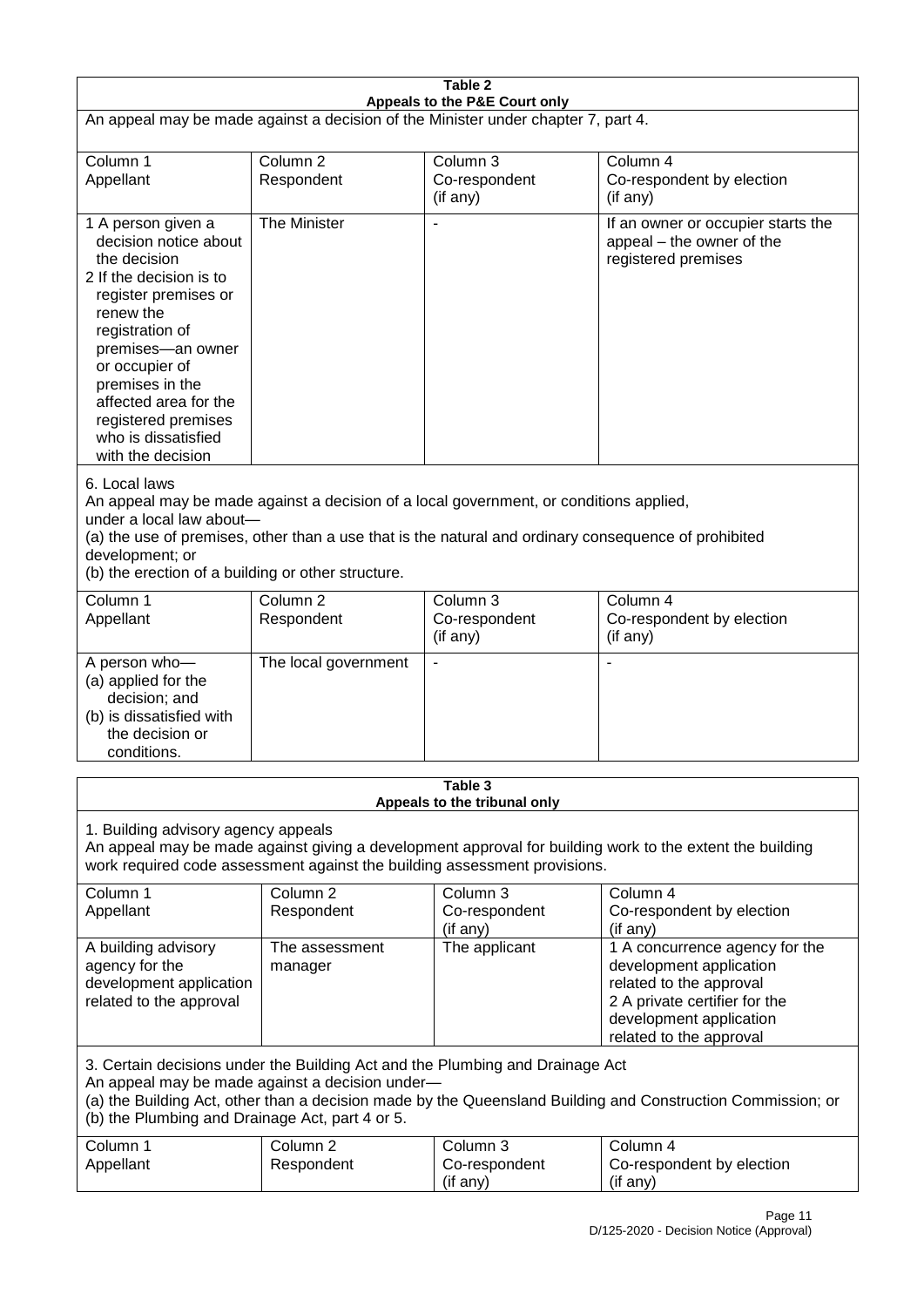**Table 2**
**Appeals to the P&E Court only**

An appeal may be made against a decision of the Minister under chapter 7, part 4.

| Column 1<br>Appellant | Column 2<br>Respondent | Column 3<br>Co-respondent<br>(if any) | Column 4<br>Co-respondent by election<br>(if any) |
|---|---|---|---|
| 1 A person given a decision notice about the decision<br>2 If the decision is to register premises or renew the registration of premises—an owner or occupier of premises in the affected area for the registered premises who is dissatisfied with the decision | The Minister | - | If an owner or occupier starts the appeal – the owner of the registered premises |

6. Local laws
An appeal may be made against a decision of a local government, or conditions applied, under a local law about—
(a) the use of premises, other than a use that is the natural and ordinary consequence of prohibited development; or
(b) the erection of a building or other structure.

| Column 1<br>Appellant | Column 2<br>Respondent | Column 3<br>Co-respondent<br>(if any) | Column 4<br>Co-respondent by election<br>(if any) |
|---|---|---|---|
| A person who—<br>(a) applied for the decision; and<br>(b) is dissatisfied with the decision or conditions. | The local government | - | - |

**Table 3**
**Appeals to the tribunal only**

1. Building advisory agency appeals
An appeal may be made against giving a development approval for building work to the extent the building work required code assessment against the building assessment provisions.

| Column 1<br>Appellant | Column 2<br>Respondent | Column 3<br>Co-respondent<br>(if any) | Column 4<br>Co-respondent by election<br>(if any) |
|---|---|---|---|
| A building advisory agency for the development application related to the approval | The assessment manager | The applicant | 1 A concurrence agency for the development application related to the approval<br>2 A private certifier for the development application related to the approval |

3. Certain decisions under the Building Act and the Plumbing and Drainage Act
An appeal may be made against a decision under—
(a) the Building Act, other than a decision made by the Queensland Building and Construction Commission; or
(b) the Plumbing and Drainage Act, part 4 or 5.

| Column 1<br>Appellant | Column 2<br>Respondent | Column 3<br>Co-respondent<br>(if any) | Column 4<br>Co-respondent by election<br>(if any) |
|---|---|---|---|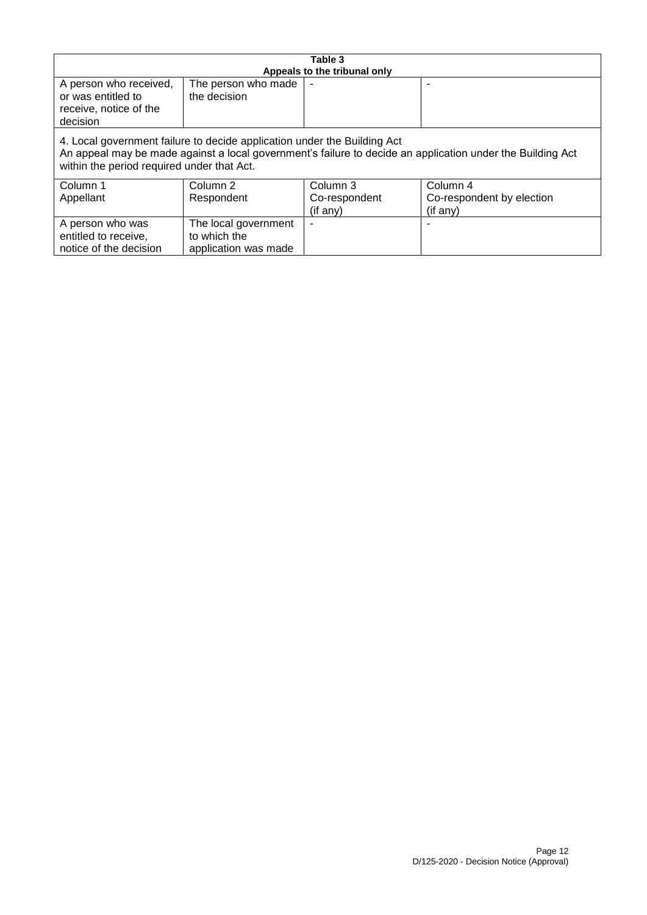| Table 3<br>Appeals to the tribunal only | | | |
|---|---|---|---|
| A person who received, or was entitled to receive, notice of the decision | The person who made the decision | - | - |
| 4. Local government failure to decide application under the Building Act<br>An appeal may be made against a local government's failure to decide an application under the Building Act within the period required under that Act. | | | |
| Column 1<br>Appellant | Column 2<br>Respondent | Column 3<br>Co-respondent<br>(if any) | Column 4<br>Co-respondent by election<br>(if any) |
| A person who was entitled to receive, notice of the decision | The local government to which the application was made | - | - |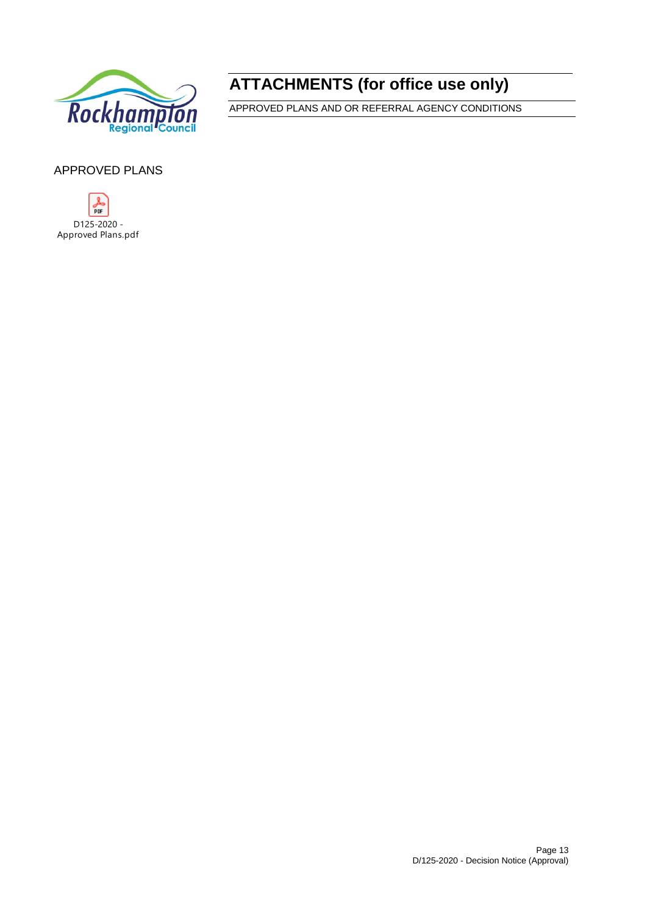# ATTACHMENTS (for office use only)

APPROVED PLANS AND OR REFERRAL AGENCY CONDITIONS

APPROVED PLANS

D125-2020 - Approved Plans.pdf